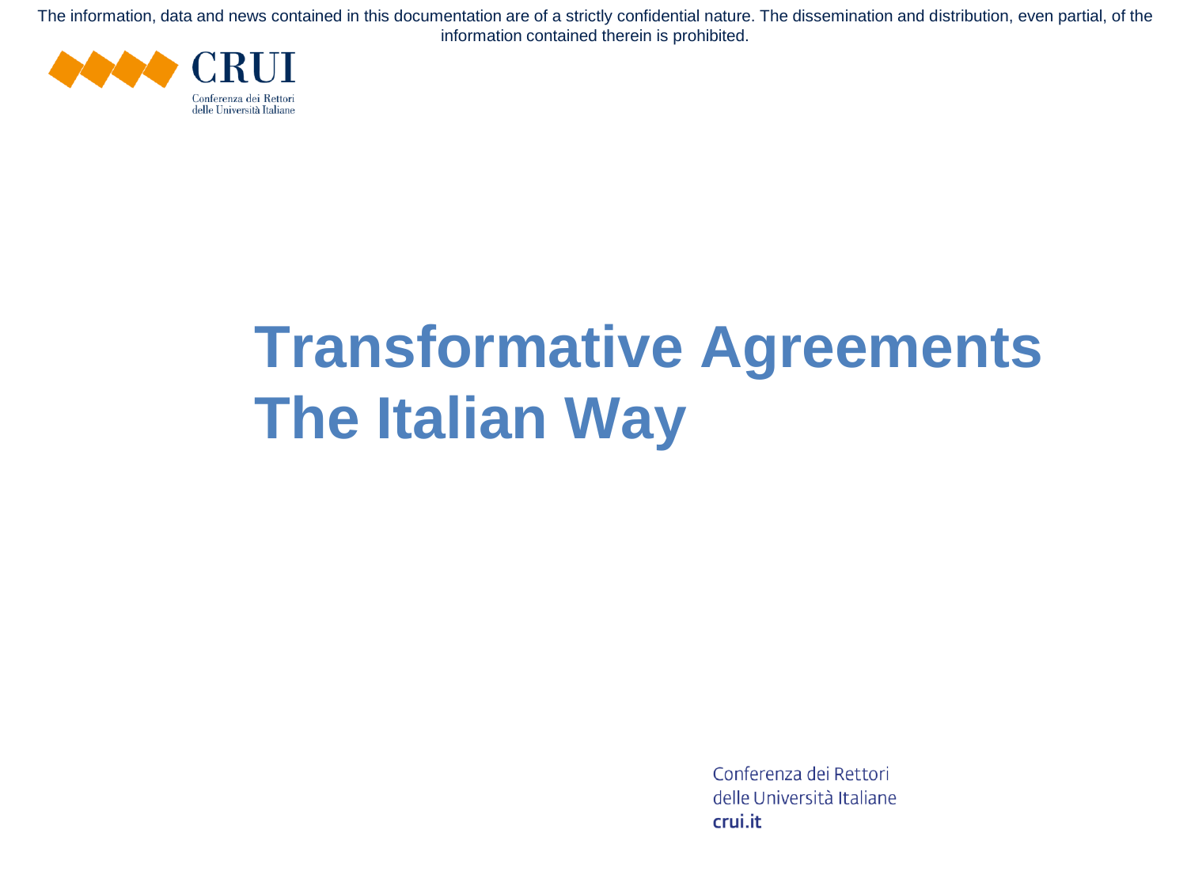The information, data and news contained in this documentation are of a strictly confidential nature. The dissemination and distribution, even partial, of the information contained therein is prohibited.

CRUI
Conferenza dei Rettori
delle Università Italiane

# Transformative Agreements
# The Italian Way

Conferenza dei Rettori
delle Università Italiane
**crui.it**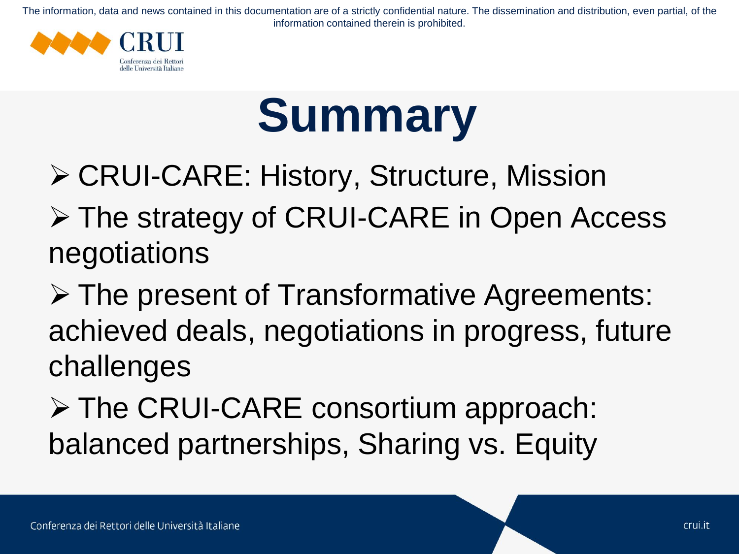# Summary

- CRUI-CARE: History, Structure, Mission
- The strategy of CRUI-CARE in Open Access negotiations
- The present of Transformative Agreements: achieved deals, negotiations in progress, future challenges
- The CRUI-CARE consortium approach: balanced partnerships, Sharing vs. Equity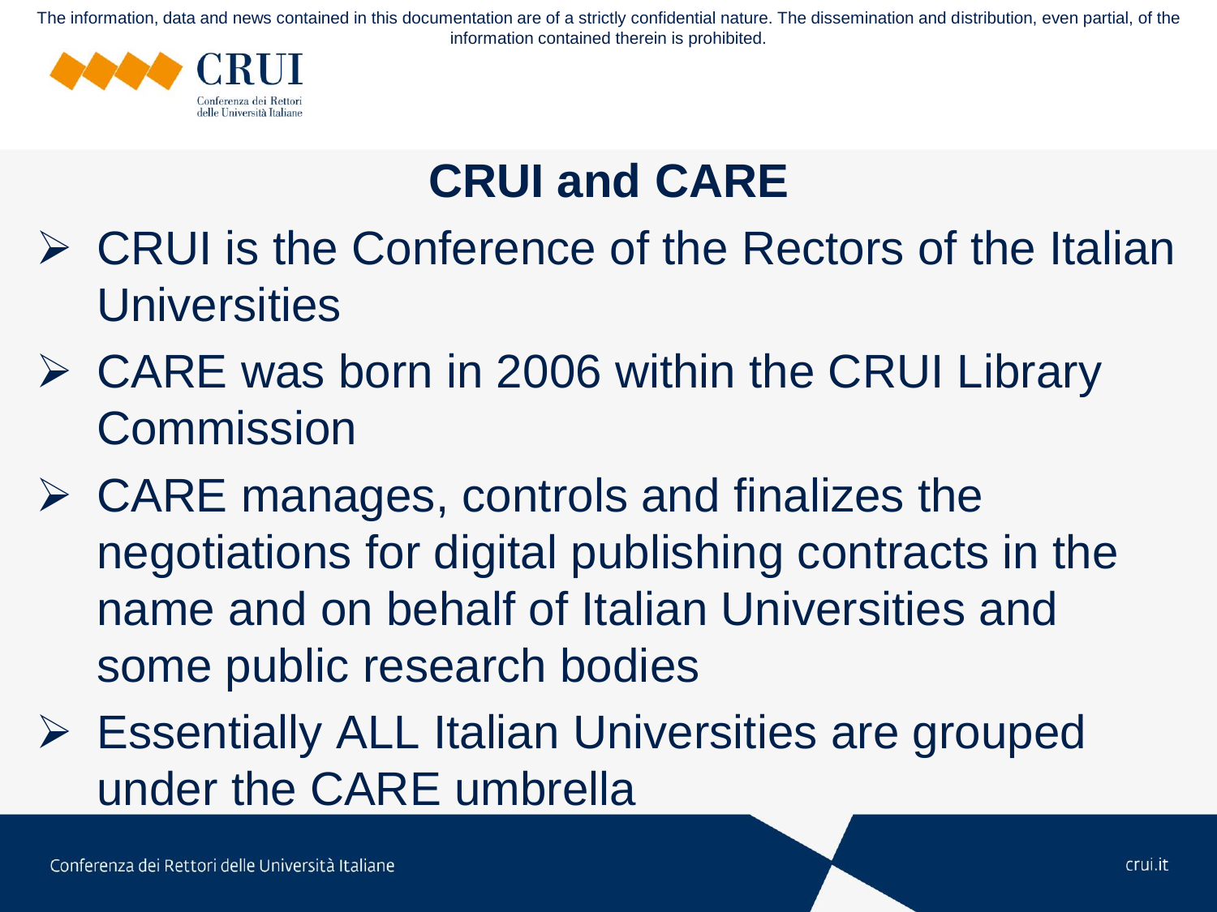# CRUI and CARE

- CRUI is the Conference of the Rectors of the Italian Universities
- CARE was born in 2006 within the CRUI Library Commission
- CARE manages, controls and finalizes the negotiations for digital publishing contracts in the name and on behalf of Italian Universities and some public research bodies
- Essentially ALL Italian Universities are grouped under the CARE umbrella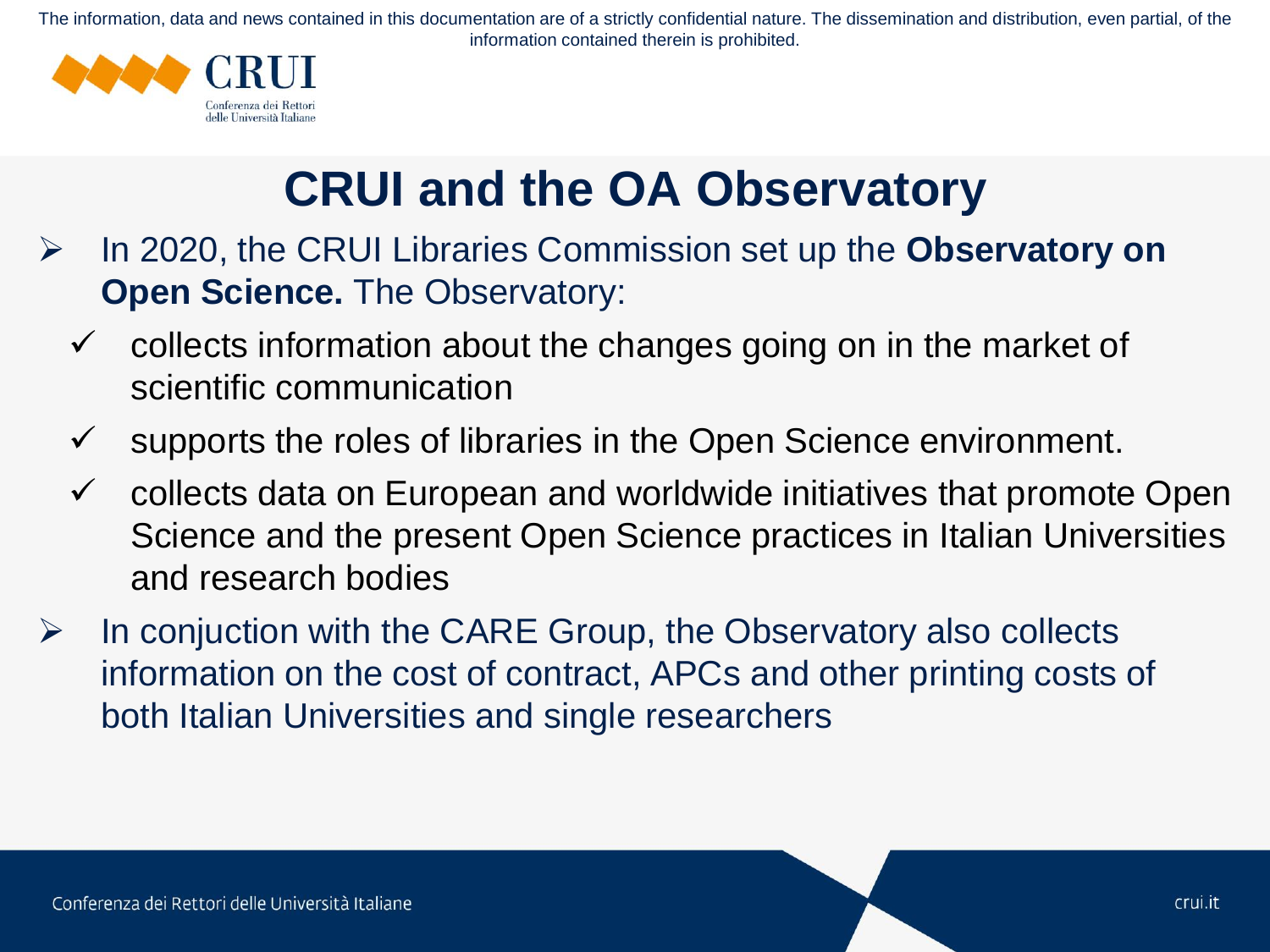# CRUI and the OA Observatory

- In 2020, the CRUI Libraries Commission set up the **Observatory on Open Science.** The Observatory:
  - collects information about the changes going on in the market of scientific communication
  - supports the roles of libraries in the Open Science environment.
  - collects data on European and worldwide initiatives that promote Open Science and the present Open Science practices in Italian Universities and research bodies
- In conjuction with the CARE Group, the Observatory also collects information on the cost of contract, APCs and other printing costs of both Italian Universities and single researchers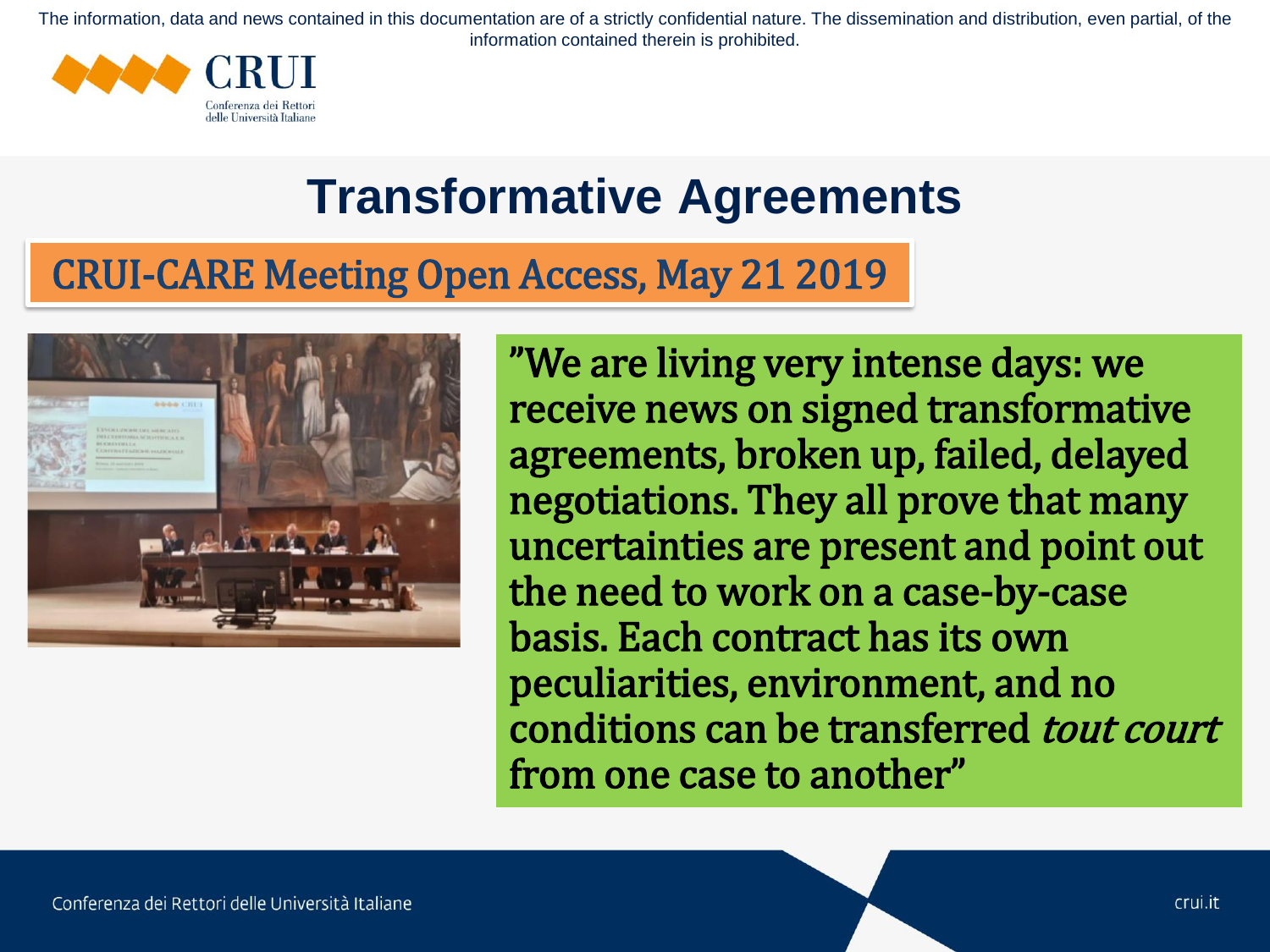The information, data and news contained in this documentation are of a strictly confidential nature. The dissemination and distribution, even partial, of the information contained therein is prohibited.

# Transformative Agreements

## CRUI-CARE Meeting Open Access, May 21 2019

"We are living very intense days: we receive news on signed transformative agreements, broken up, failed, delayed negotiations. They all prove that many uncertainties are present and point out the need to work on a case-by-case basis. Each contract has its own peculiarities, environment, and no conditions can be transferred *tout court* from one case to another"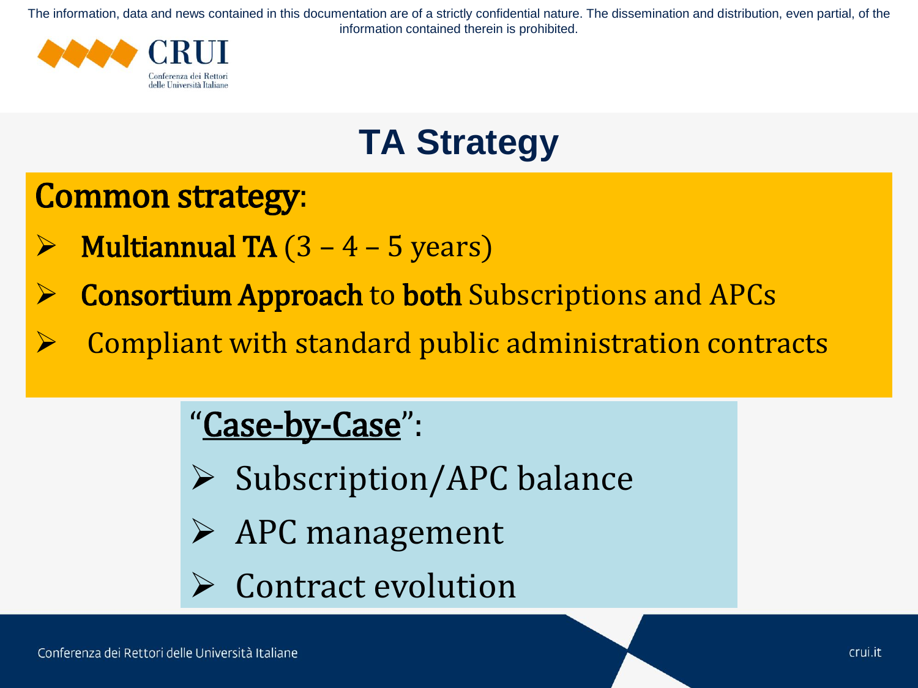# TA Strategy

**Common strategy**:

- **Multiannual TA** (3 – 4 – 5 years)
- **Consortium Approach** to **both** Subscriptions and APCs
- Compliant with standard public administration contracts

"Case-by-Case":

- Subscription/APC balance
- APC management
- Contract evolution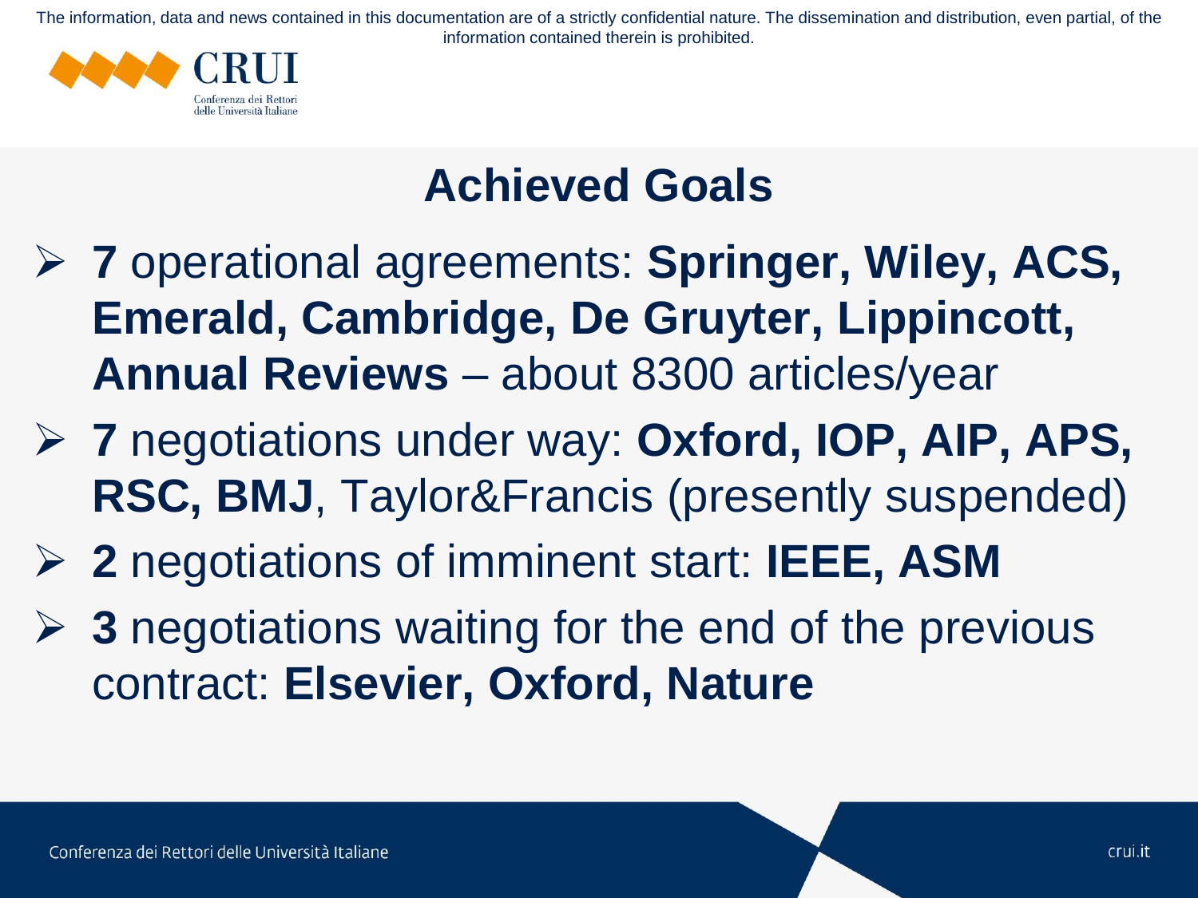## Achieved Goals

- **7** operational agreements: **Springer, Wiley, ACS, Emerald, Cambridge, De Gruyter, Lippincott, Annual Reviews** – about 8300 articles/year
- **7** negotiations under way: **Oxford, IOP, AIP, APS, RSC, BMJ**, Taylor&Francis (presently suspended)
- **2** negotiations of imminent start: **IEEE, ASM**
- **3** negotiations waiting for the end of the previous contract: **Elsevier, Oxford, Nature**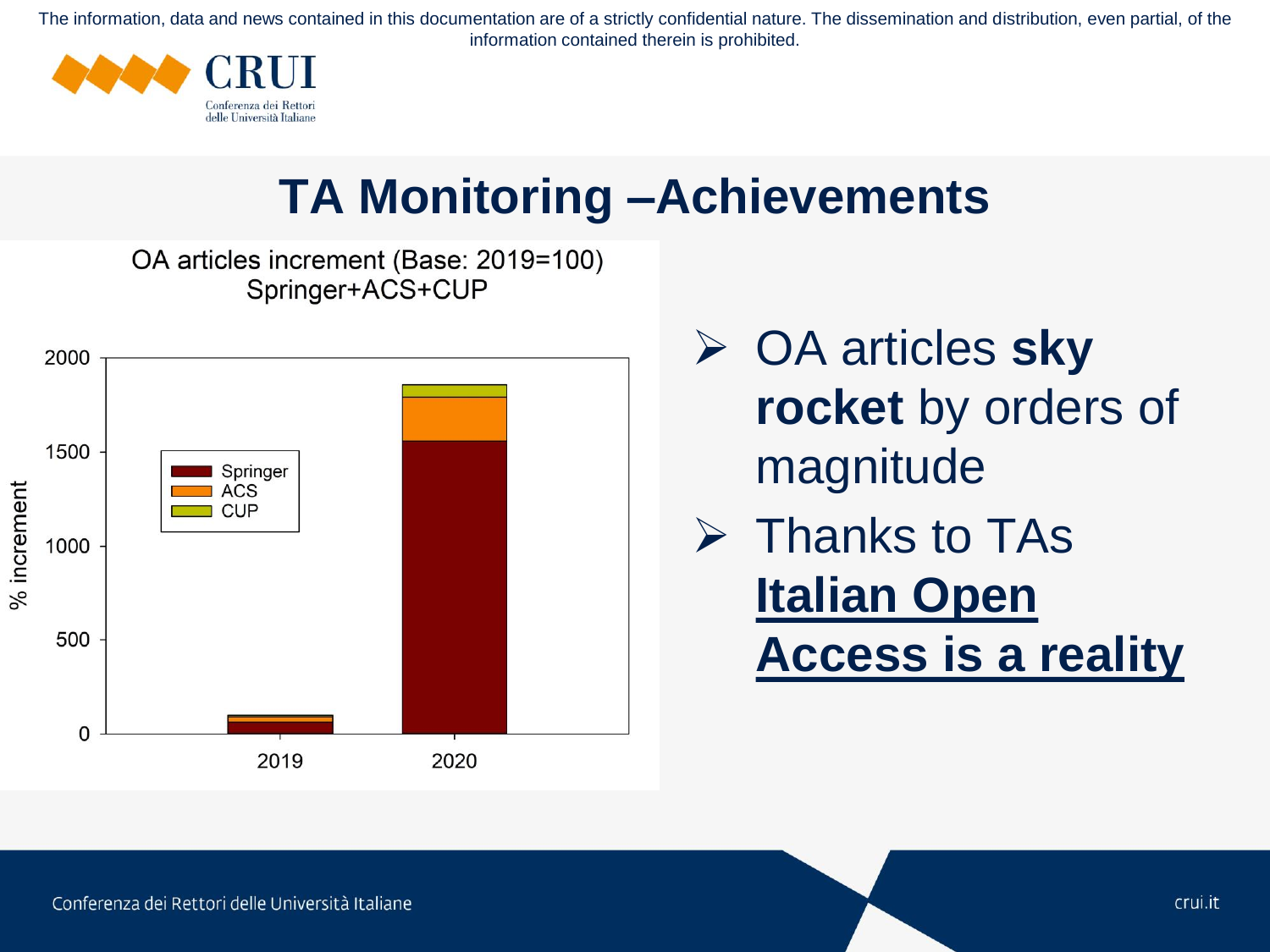# TA Monitoring –Achievements

OA articles increment (Base: 2019=100)
Springer+ACS+CUP

- OA articles **sky rocket** by orders of magnitude
- Thanks to TAs **Italian Open Access is a reality**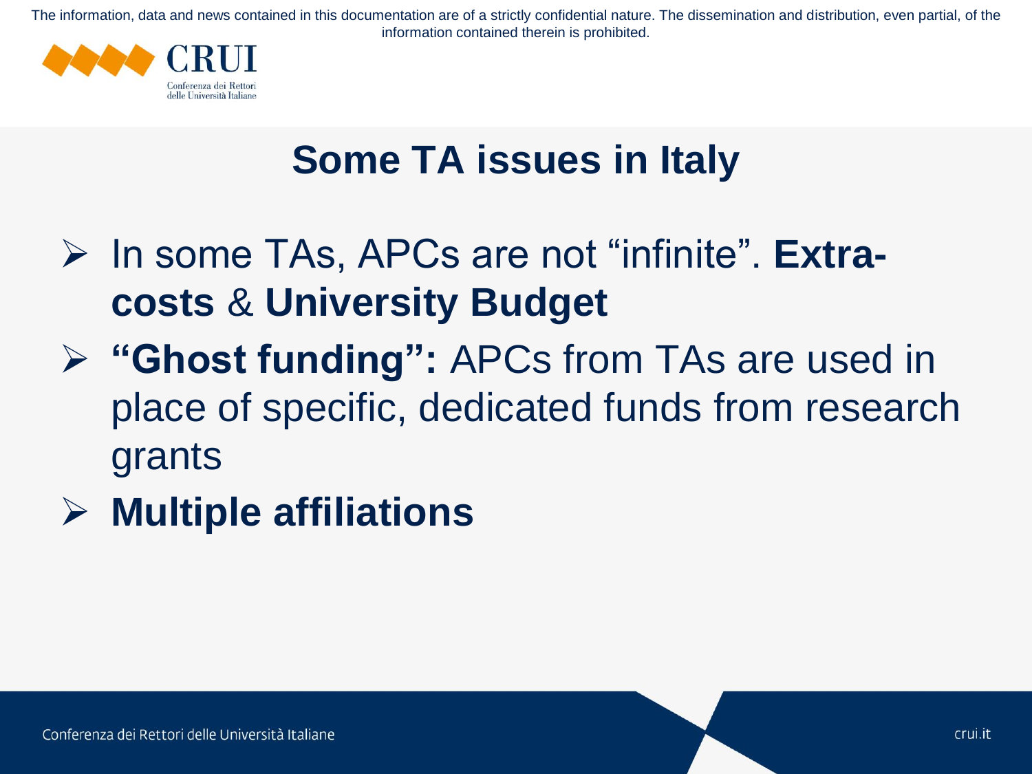# Some TA issues in Italy

- In some TAs, APCs are not “infinite”. **Extra-costs** & **University Budget**
- **“Ghost funding”:** APCs from TAs are used in place of specific, dedicated funds from research grants
- **Multiple affiliations**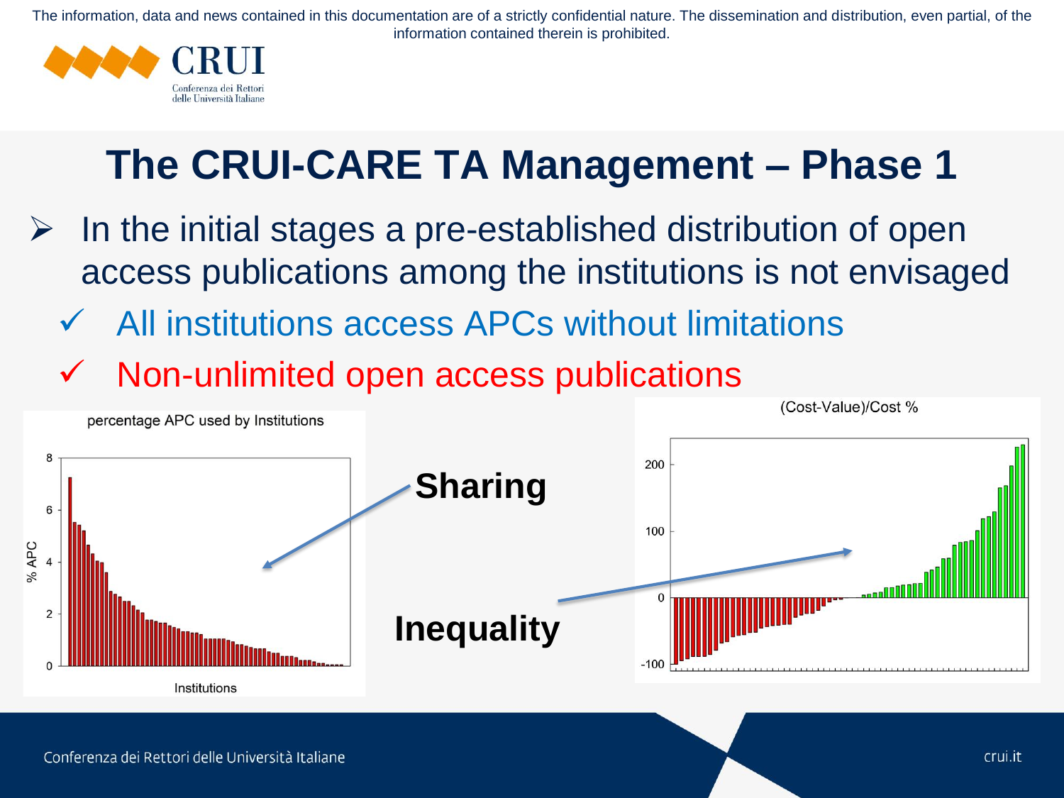The information, data and news contained in this documentation are of a strictly confidential nature. The dissemination and distribution, even partial, of the information contained therein is prohibited.

# The CRUI-CARE TA Management – Phase 1

- In the initial stages a pre-established distribution of open access publications among the institutions is not envisaged
  - ✓ All institutions access APCs without limitations
  - ✓ Non-unlimited open access publications

percentage APC used by Institutions

**Sharing**

**Inequality**

(Cost-Value)/Cost %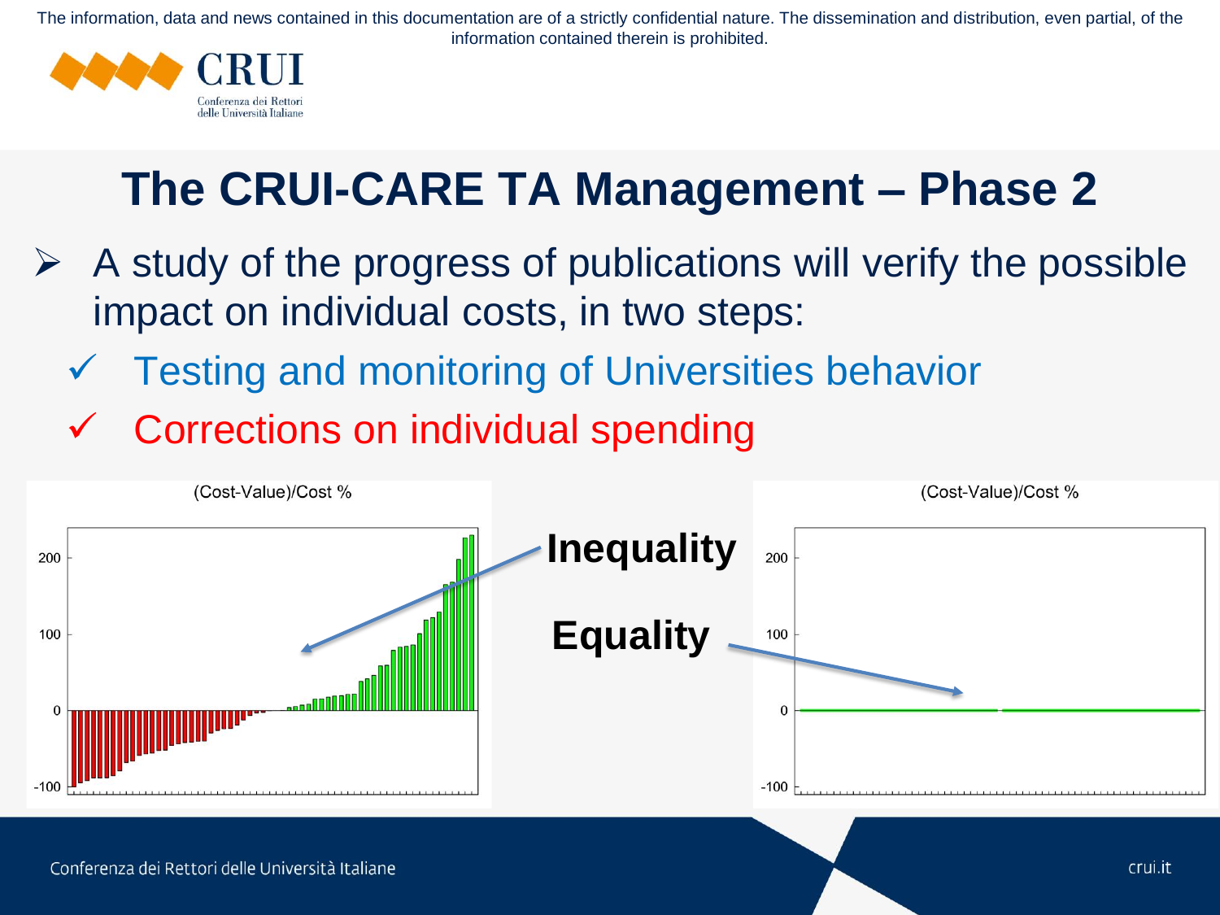The information, data and news contained in this documentation are of a strictly confidential nature. The dissemination and distribution, even partial, of the information contained therein is prohibited.

# The CRUI-CARE TA Management – Phase 2

- A study of the progress of publications will verify the possible impact on individual costs, in two steps:
  - ✓ Testing and monitoring of Universities behavior
  - ✓ Corrections on individual spending

(Cost-Value)/Cost %

**Inequality**

**Equality**

(Cost-Value)/Cost %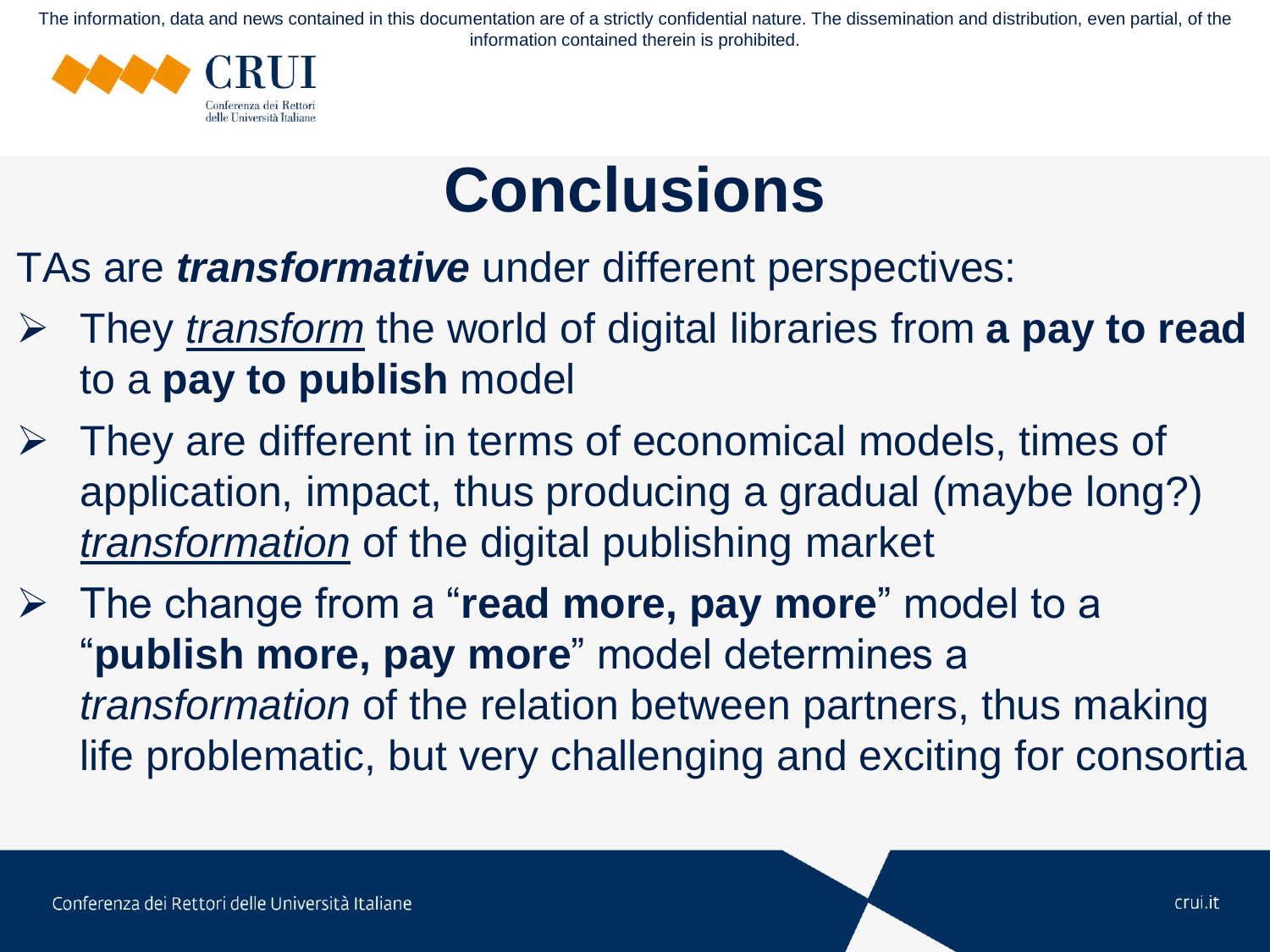# Conclusions

TAs are ***transformative*** under different perspectives:

- They *transform* the world of digital libraries from **a pay to read** to a **pay to publish** model
- They are different in terms of economical models, times of application, impact, thus producing a gradual (maybe long?) *transformation* of the digital publishing market
- The change from a "**read more, pay more**" model to a "**publish more, pay more**" model determines a *transformation* of the relation between partners, thus making life problematic, but very challenging and exciting for consortia